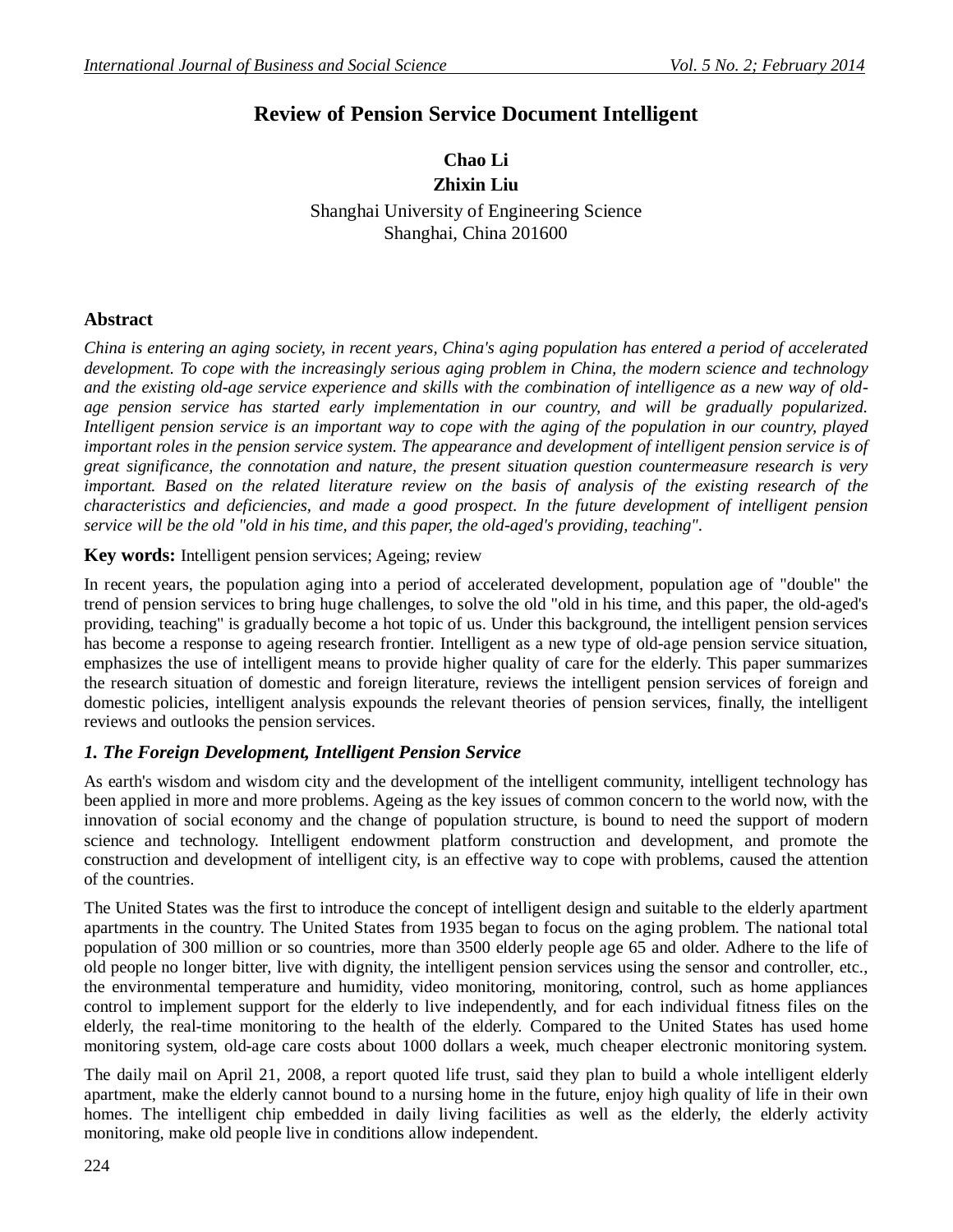# Review of Pension Service Document Intelligent

**Chao Li**
**Zhixin Liu**

Shanghai University of Engineering Science
Shanghai, China 201600

## Abstract

*China is entering an aging society, in recent years, China's aging population has entered a period of accelerated development. To cope with the increasingly serious aging problem in China, the modern science and technology and the existing old-age service experience and skills with the combination of intelligence as a new way of old-age pension service has started early implementation in our country, and will be gradually popularized. Intelligent pension service is an important way to cope with the aging of the population in our country, played important roles in the pension service system. The appearance and development of intelligent pension service is of great significance, the connotation and nature, the present situation question countermeasure research is very important. Based on the related literature review on the basis of analysis of the existing research of the characteristics and deficiencies, and made a good prospect. In the future development of intelligent pension service will be the old "old in his time, and this paper, the old-aged's providing, teaching".*

**Key words:** Intelligent pension services; Ageing; review

In recent years, the population aging into a period of accelerated development, population age of "double" the trend of pension services to bring huge challenges, to solve the old "old in his time, and this paper, the old-aged's providing, teaching" is gradually become a hot topic of us. Under this background, the intelligent pension services has become a response to ageing research frontier. Intelligent as a new type of old-age pension service situation, emphasizes the use of intelligent means to provide higher quality of care for the elderly. This paper summarizes the research situation of domestic and foreign literature, reviews the intelligent pension services of foreign and domestic policies, intelligent analysis expounds the relevant theories of pension services, finally, the intelligent reviews and outlooks the pension services.

## *1. The Foreign Development, Intelligent Pension Service*

As earth's wisdom and wisdom city and the development of the intelligent community, intelligent technology has been applied in more and more problems. Ageing as the key issues of common concern to the world now, with the innovation of social economy and the change of population structure, is bound to need the support of modern science and technology. Intelligent endowment platform construction and development, and promote the construction and development of intelligent city, is an effective way to cope with problems, caused the attention of the countries.

The United States was the first to introduce the concept of intelligent design and suitable to the elderly apartment apartments in the country. The United States from 1935 began to focus on the aging problem. The national total population of 300 million or so countries, more than 3500 elderly people age 65 and older. Adhere to the life of old people no longer bitter, live with dignity, the intelligent pension services using the sensor and controller, etc., the environmental temperature and humidity, video monitoring, monitoring, control, such as home appliances control to implement support for the elderly to live independently, and for each individual fitness files on the elderly, the real-time monitoring to the health of the elderly. Compared to the United States has used home monitoring system, old-age care costs about 1000 dollars a week, much cheaper electronic monitoring system.

The daily mail on April 21, 2008, a report quoted life trust, said they plan to build a whole intelligent elderly apartment, make the elderly cannot bound to a nursing home in the future, enjoy high quality of life in their own homes. The intelligent chip embedded in daily living facilities as well as the elderly, the elderly activity monitoring, make old people live in conditions allow independent.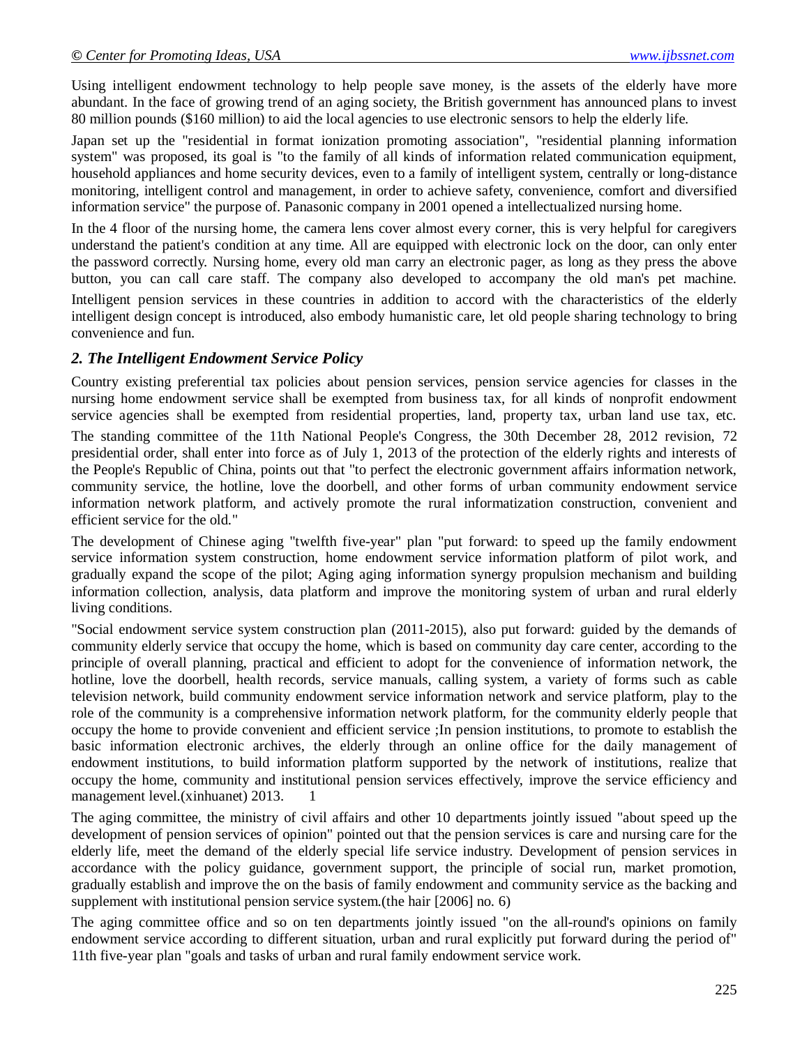Using intelligent endowment technology to help people save money, is the assets of the elderly have more abundant. In the face of growing trend of an aging society, the British government has announced plans to invest 80 million pounds ($160 million) to aid the local agencies to use electronic sensors to help the elderly life.

Japan set up the "residential in format ionization promoting association", "residential planning information system" was proposed, its goal is "to the family of all kinds of information related communication equipment, household appliances and home security devices, even to a family of intelligent system, centrally or long-distance monitoring, intelligent control and management, in order to achieve safety, convenience, comfort and diversified information service" the purpose of. Panasonic company in 2001 opened a intellectualized nursing home.

In the 4 floor of the nursing home, the camera lens cover almost every corner, this is very helpful for caregivers understand the patient's condition at any time. All are equipped with electronic lock on the door, can only enter the password correctly. Nursing home, every old man carry an electronic pager, as long as they press the above button, you can call care staff. The company also developed to accompany the old man's pet machine. Intelligent pension services in these countries in addition to accord with the characteristics of the elderly intelligent design concept is introduced, also embody humanistic care, let old people sharing technology to bring convenience and fun.

## *2. The Intelligent Endowment Service Policy*

Country existing preferential tax policies about pension services, pension service agencies for classes in the nursing home endowment service shall be exempted from business tax, for all kinds of nonprofit endowment service agencies shall be exempted from residential properties, land, property tax, urban land use tax, etc. The standing committee of the 11th National People's Congress, the 30th December 28, 2012 revision, 72 presidential order, shall enter into force as of July 1, 2013 of the protection of the elderly rights and interests of the People's Republic of China, points out that "to perfect the electronic government affairs information network, community service, the hotline, love the doorbell, and other forms of urban community endowment service information network platform, and actively promote the rural informatization construction, convenient and efficient service for the old."

The development of Chinese aging "twelfth five-year" plan "put forward: to speed up the family endowment service information system construction, home endowment service information platform of pilot work, and gradually expand the scope of the pilot; Aging aging information synergy propulsion mechanism and building information collection, analysis, data platform and improve the monitoring system of urban and rural elderly living conditions.

"Social endowment service system construction plan (2011-2015), also put forward: guided by the demands of community elderly service that occupy the home, which is based on community day care center, according to the principle of overall planning, practical and efficient to adopt for the convenience of information network, the hotline, love the doorbell, health records, service manuals, calling system, a variety of forms such as cable television network, build community endowment service information network and service platform, play to the role of the community is a comprehensive information network platform, for the community elderly people that occupy the home to provide convenient and efficient service ;In pension institutions, to promote to establish the basic information electronic archives, the elderly through an online office for the daily management of endowment institutions, to build information platform supported by the network of institutions, realize that occupy the home, community and institutional pension services effectively, improve the service efficiency and management level.(xinhuanet) 2013. 1

The aging committee, the ministry of civil affairs and other 10 departments jointly issued "about speed up the development of pension services of opinion" pointed out that the pension services is care and nursing care for the elderly life, meet the demand of the elderly special life service industry. Development of pension services in accordance with the policy guidance, government support, the principle of social run, market promotion, gradually establish and improve the on the basis of family endowment and community service as the backing and supplement with institutional pension service system.(the hair [2006] no. 6)

The aging committee office and so on ten departments jointly issued "on the all-round's opinions on family endowment service according to different situation, urban and rural explicitly put forward during the period of" 11th five-year plan "goals and tasks of urban and rural family endowment service work.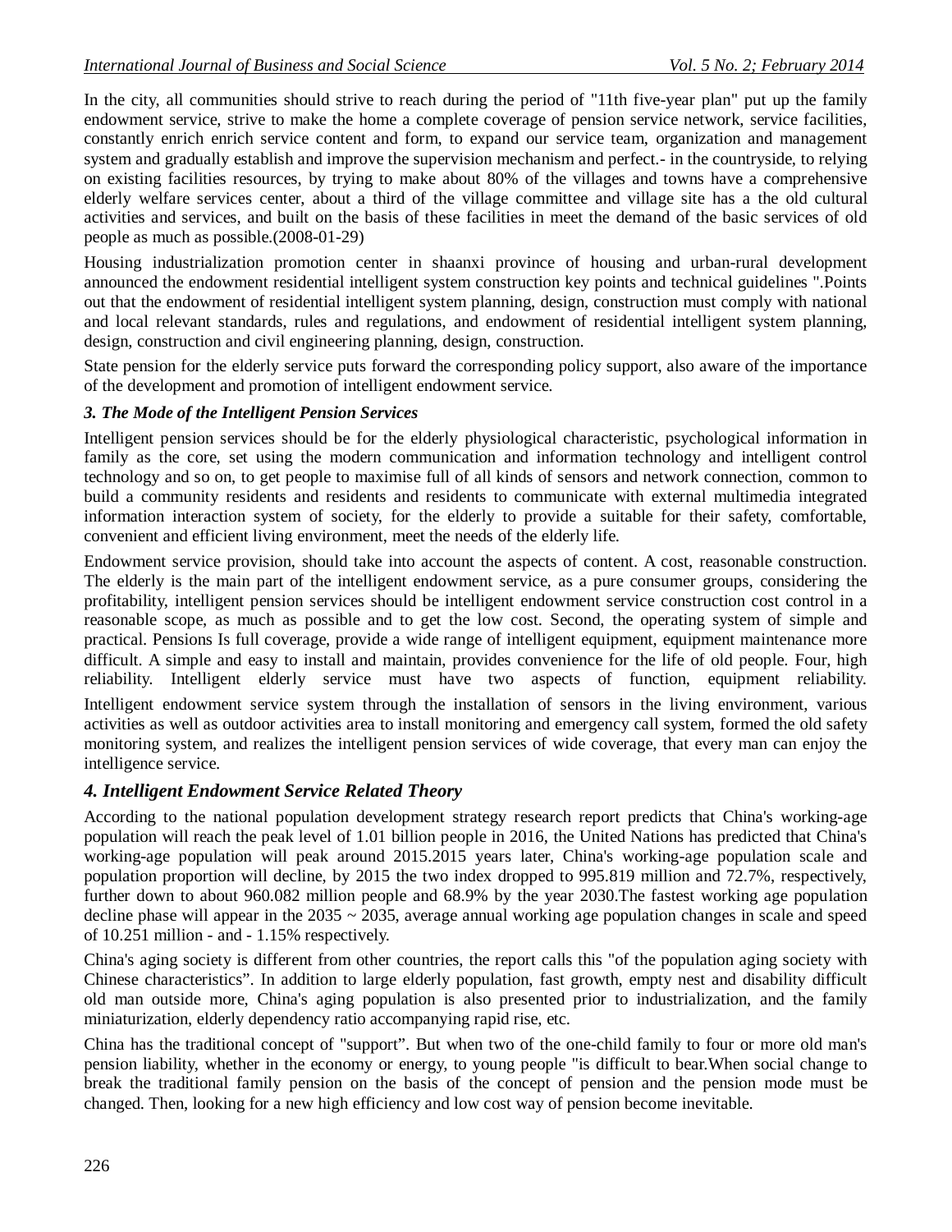In the city, all communities should strive to reach during the period of "11th five-year plan" put up the family endowment service, strive to make the home a complete coverage of pension service network, service facilities, constantly enrich enrich service content and form, to expand our service team, organization and management system and gradually establish and improve the supervision mechanism and perfect.- in the countryside, to relying on existing facilities resources, by trying to make about 80% of the villages and towns have a comprehensive elderly welfare services center, about a third of the village committee and village site has a the old cultural activities and services, and built on the basis of these facilities in meet the demand of the basic services of old people as much as possible.(2008-01-29)

Housing industrialization promotion center in shaanxi province of housing and urban-rural development announced the endowment residential intelligent system construction key points and technical guidelines ".Points out that the endowment of residential intelligent system planning, design, construction must comply with national and local relevant standards, rules and regulations, and endowment of residential intelligent system planning, design, construction and civil engineering planning, design, construction.

State pension for the elderly service puts forward the corresponding policy support, also aware of the importance of the development and promotion of intelligent endowment service.

### *3. The Mode of the Intelligent Pension Services*

Intelligent pension services should be for the elderly physiological characteristic, psychological information in family as the core, set using the modern communication and information technology and intelligent control technology and so on, to get people to maximise full of all kinds of sensors and network connection, common to build a community residents and residents and residents to communicate with external multimedia integrated information interaction system of society, for the elderly to provide a suitable for their safety, comfortable, convenient and efficient living environment, meet the needs of the elderly life.

Endowment service provision, should take into account the aspects of content. A cost, reasonable construction. The elderly is the main part of the intelligent endowment service, as a pure consumer groups, considering the profitability, intelligent pension services should be intelligent endowment service construction cost control in a reasonable scope, as much as possible and to get the low cost. Second, the operating system of simple and practical. Pensions Is full coverage, provide a wide range of intelligent equipment, equipment maintenance more difficult. A simple and easy to install and maintain, provides convenience for the life of old people. Four, high reliability. Intelligent elderly service must have two aspects of function, equipment reliability. Intelligent endowment service system through the installation of sensors in the living environment, various activities as well as outdoor activities area to install monitoring and emergency call system, formed the old safety monitoring system, and realizes the intelligent pension services of wide coverage, that every man can enjoy the intelligence service.

## *4. Intelligent Endowment Service Related Theory*

According to the national population development strategy research report predicts that China's working-age population will reach the peak level of 1.01 billion people in 2016, the United Nations has predicted that China's working-age population will peak around 2015.2015 years later, China's working-age population scale and population proportion will decline, by 2015 the two index dropped to 995.819 million and 72.7%, respectively, further down to about 960.082 million people and 68.9% by the year 2030.The fastest working age population decline phase will appear in the 2035 ~ 2035, average annual working age population changes in scale and speed of 10.251 million - and - 1.15% respectively.

China's aging society is different from other countries, the report calls this "of the population aging society with Chinese characteristics". In addition to large elderly population, fast growth, empty nest and disability difficult old man outside more, China's aging population is also presented prior to industrialization, and the family miniaturization, elderly dependency ratio accompanying rapid rise, etc.

China has the traditional concept of "support". But when two of the one-child family to four or more old man's pension liability, whether in the economy or energy, to young people "is difficult to bear.When social change to break the traditional family pension on the basis of the concept of pension and the pension mode must be changed. Then, looking for a new high efficiency and low cost way of pension become inevitable.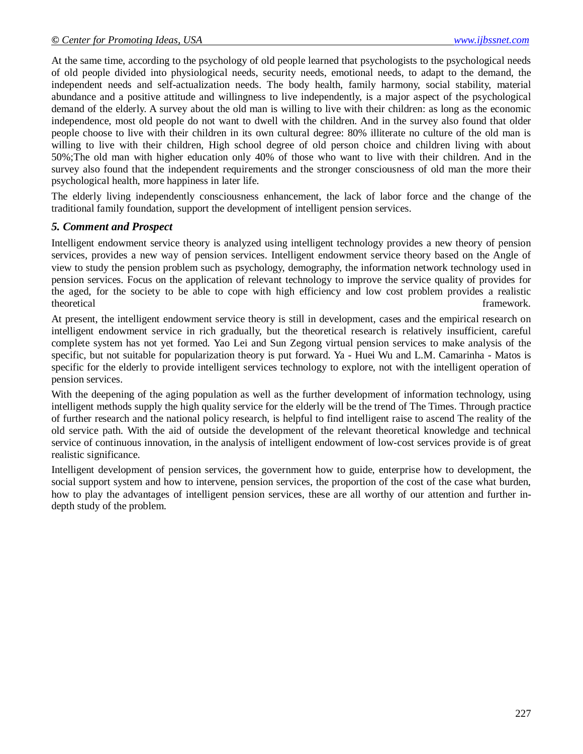At the same time, according to the psychology of old people learned that psychologists to the psychological needs of old people divided into physiological needs, security needs, emotional needs, to adapt to the demand, the independent needs and self-actualization needs. The body health, family harmony, social stability, material abundance and a positive attitude and willingness to live independently, is a major aspect of the psychological demand of the elderly. A survey about the old man is willing to live with their children: as long as the economic independence, most old people do not want to dwell with the children. And in the survey also found that older people choose to live with their children in its own cultural degree: 80% illiterate no culture of the old man is willing to live with their children, High school degree of old person choice and children living with about 50%;The old man with higher education only 40% of those who want to live with their children. And in the survey also found that the independent requirements and the stronger consciousness of old man the more their psychological health, more happiness in later life.

The elderly living independently consciousness enhancement, the lack of labor force and the change of the traditional family foundation, support the development of intelligent pension services.

### *5. Comment and Prospect*

Intelligent endowment service theory is analyzed using intelligent technology provides a new theory of pension services, provides a new way of pension services. Intelligent endowment service theory based on the Angle of view to study the pension problem such as psychology, demography, the information network technology used in pension services. Focus on the application of relevant technology to improve the service quality of provides for the aged, for the society to be able to cope with high efficiency and low cost problem provides a realistic theoretical framework.

At present, the intelligent endowment service theory is still in development, cases and the empirical research on intelligent endowment service in rich gradually, but the theoretical research is relatively insufficient, careful complete system has not yet formed. Yao Lei and Sun Zegong virtual pension services to make analysis of the specific, but not suitable for popularization theory is put forward. Ya - Huei Wu and L.M. Camarinha - Matos is specific for the elderly to provide intelligent services technology to explore, not with the intelligent operation of pension services.

With the deepening of the aging population as well as the further development of information technology, using intelligent methods supply the high quality service for the elderly will be the trend of The Times. Through practice of further research and the national policy research, is helpful to find intelligent raise to ascend The reality of the old service path. With the aid of outside the development of the relevant theoretical knowledge and technical service of continuous innovation, in the analysis of intelligent endowment of low-cost services provide is of great realistic significance.

Intelligent development of pension services, the government how to guide, enterprise how to development, the social support system and how to intervene, pension services, the proportion of the cost of the case what burden, how to play the advantages of intelligent pension services, these are all worthy of our attention and further in-depth study of the problem.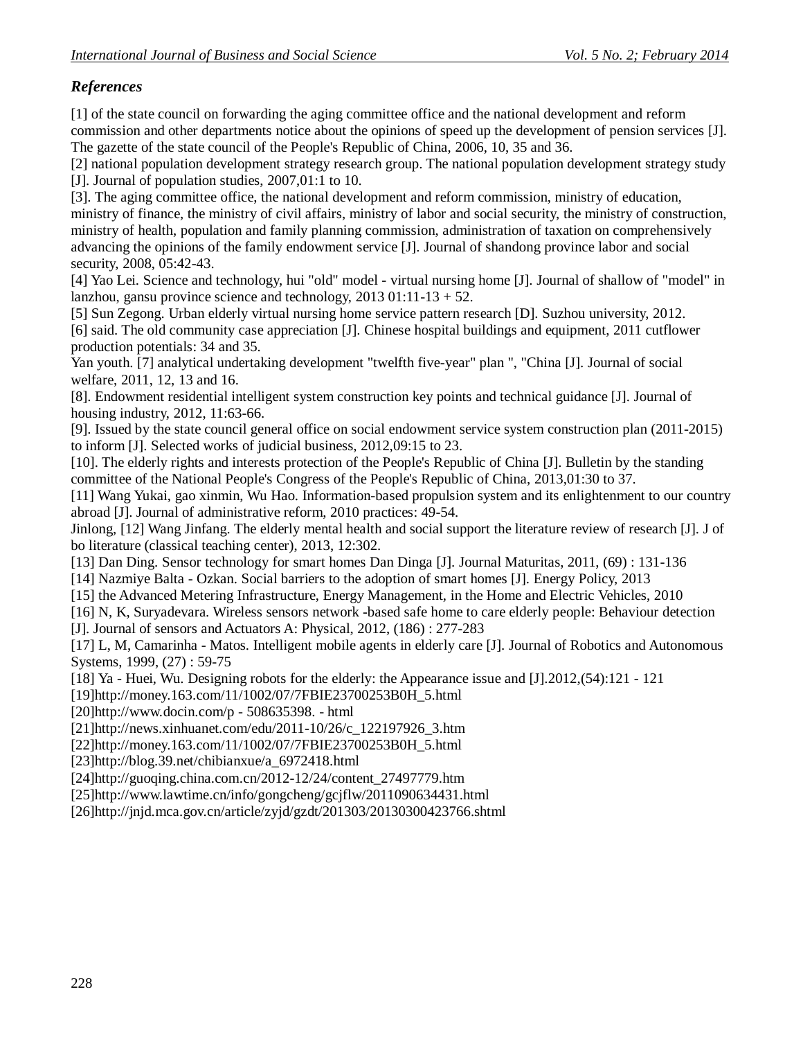## *References*

[1] of the state council on forwarding the aging committee office and the national development and reform commission and other departments notice about the opinions of speed up the development of pension services [J]. The gazette of the state council of the People's Republic of China, 2006, 10, 35 and 36.

[2] national population development strategy research group. The national population development strategy study [J]. Journal of population studies, 2007,01:1 to 10.

[3]. The aging committee office, the national development and reform commission, ministry of education, ministry of finance, the ministry of civil affairs, ministry of labor and social security, the ministry of construction, ministry of health, population and family planning commission, administration of taxation on comprehensively advancing the opinions of the family endowment service [J]. Journal of shandong province labor and social security, 2008, 05:42-43.

[4] Yao Lei. Science and technology, hui "old" model - virtual nursing home [J]. Journal of shallow of "model" in lanzhou, gansu province science and technology, 2013 01:11-13 + 52.

[5] Sun Zegong. Urban elderly virtual nursing home service pattern research [D]. Suzhou university, 2012.

[6] said. The old community case appreciation [J]. Chinese hospital buildings and equipment, 2011 cutflower production potentials: 34 and 35.

Yan youth. [7] analytical undertaking development "twelfth five-year" plan ", "China [J]. Journal of social welfare, 2011, 12, 13 and 16.

[8]. Endowment residential intelligent system construction key points and technical guidance [J]. Journal of housing industry, 2012, 11:63-66.

[9]. Issued by the state council general office on social endowment service system construction plan (2011-2015) to inform [J]. Selected works of judicial business, 2012,09:15 to 23.

[10]. The elderly rights and interests protection of the People's Republic of China [J]. Bulletin by the standing committee of the National People's Congress of the People's Republic of China, 2013,01:30 to 37.

[11] Wang Yukai, gao xinmin, Wu Hao. Information-based propulsion system and its enlightenment to our country abroad [J]. Journal of administrative reform, 2010 practices: 49-54.

Jinlong, [12] Wang Jinfang. The elderly mental health and social support the literature review of research [J]. J of bo literature (classical teaching center), 2013, 12:302.

[13] Dan Ding. Sensor technology for smart homes Dan Dinga [J]. Journal Maturitas, 2011, (69) : 131-136

[14] Nazmiye Balta - Ozkan. Social barriers to the adoption of smart homes [J]. Energy Policy, 2013

[15] the Advanced Metering Infrastructure, Energy Management, in the Home and Electric Vehicles, 2010

[16] N, K, Suryadevara. Wireless sensors network -based safe home to care elderly people: Behaviour detection [J]. Journal of sensors and Actuators A: Physical, 2012, (186) : 277-283

[17] L, M, Camarinha - Matos. Intelligent mobile agents in elderly care [J]. Journal of Robotics and Autonomous Systems, 1999, (27) : 59-75

[18] Ya - Huei, Wu. Designing robots for the elderly: the Appearance issue and [J].2012,(54):121 - 121

[19]http://money.163.com/11/1002/07/7FBIE23700253B0H_5.html

[20]http://www.docin.com/p - 508635398. - html

[21]http://news.xinhuanet.com/edu/2011-10/26/c_122197926_3.htm

[22]http://money.163.com/11/1002/07/7FBIE23700253B0H_5.html

[23]http://blog.39.net/chibianxue/a_6972418.html

[24]http://guoqing.china.com.cn/2012-12/24/content_27497779.htm

[25]http://www.lawtime.cn/info/gongcheng/gcjflw/2011090634431.html

[26]http://jnjd.mca.gov.cn/article/zyjd/gzdt/201303/20130300423766.shtml